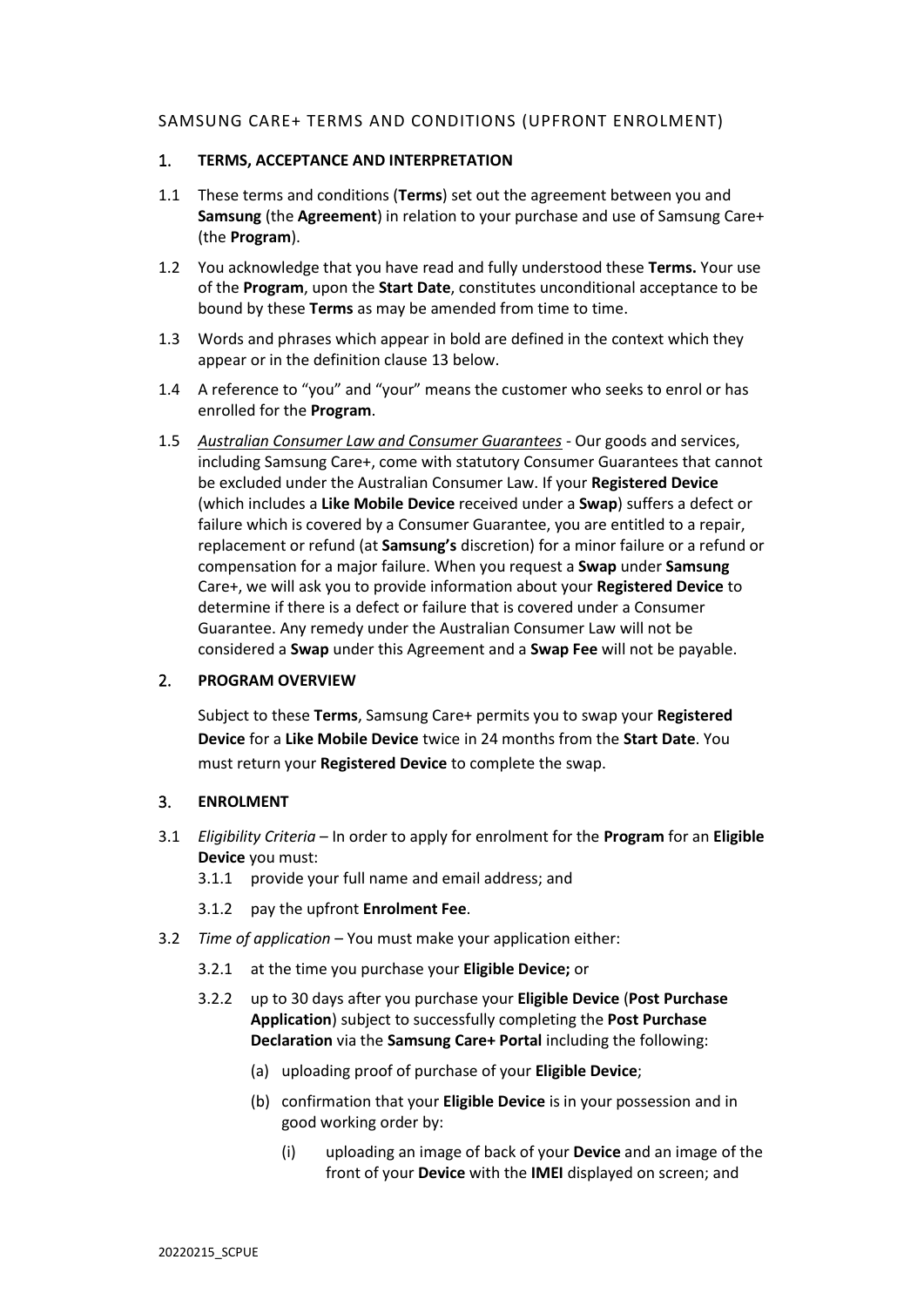# SAMSUNG CARE+ TERMS AND CONDITIONS (UPFRONT ENROLMENT)

## 1. TERMS, ACCEPTANCE AND INTERPRETATION

1.1 These terms and conditions (**Terms**) set out the agreement between you and **Samsung** (the **Agreement**) in relation to your purchase and use of Samsung Care+ (the **Program**).

1.2 You acknowledge that you have read and fully understood these **Terms.** Your use of the **Program**, upon the **Start Date**, constitutes unconditional acceptance to be bound by these **Terms** as may be amended from time to time.

1.3 Words and phrases which appear in bold are defined in the context which they appear or in the definition clause 13 below.

1.4 A reference to "you" and "your" means the customer who seeks to enrol or has enrolled for the **Program**.

1.5 *Australian Consumer Law and Consumer Guarantees* - Our goods and services, including Samsung Care+, come with statutory Consumer Guarantees that cannot be excluded under the Australian Consumer Law. If your **Registered Device** (which includes a **Like Mobile Device** received under a **Swap**) suffers a defect or failure which is covered by a Consumer Guarantee, you are entitled to a repair, replacement or refund (at **Samsung's** discretion) for a minor failure or a refund or compensation for a major failure. When you request a **Swap** under **Samsung** Care+, we will ask you to provide information about your **Registered Device** to determine if there is a defect or failure that is covered under a Consumer Guarantee. Any remedy under the Australian Consumer Law will not be considered a **Swap** under this Agreement and a **Swap Fee** will not be payable.

## 2. PROGRAM OVERVIEW

Subject to these **Terms**, Samsung Care+ permits you to swap your **Registered Device** for a **Like Mobile Device** twice in 24 months from the **Start Date**. You must return your **Registered Device** to complete the swap.

## 3. ENROLMENT

3.1 *Eligibility Criteria* – In order to apply for enrolment for the **Program** for an **Eligible Device** you must:

- 3.1.1 provide your full name and email address; and
- 3.1.2 pay the upfront **Enrolment Fee**.

3.2 *Time of application* – You must make your application either:

- 3.2.1 at the time you purchase your **Eligible Device;** or
- 3.2.2 up to 30 days after you purchase your **Eligible Device** (**Post Purchase Application**) subject to successfully completing the **Post Purchase Declaration** via the **Samsung Care+ Portal** including the following:
  - (a) uploading proof of purchase of your **Eligible Device**;
  - (b) confirmation that your **Eligible Device** is in your possession and in good working order by:
    - (i) uploading an image of back of your **Device** and an image of the front of your **Device** with the **IMEI** displayed on screen; and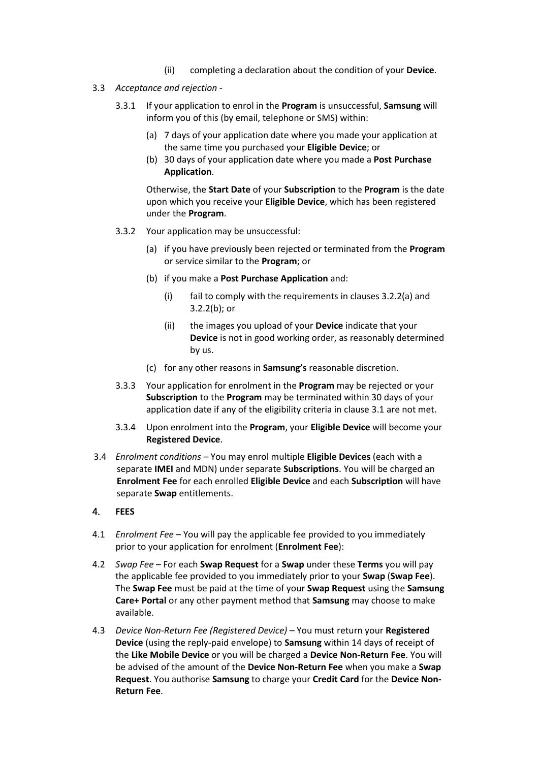(ii) completing a declaration about the condition of your **Device**.

3.3 *Acceptance and rejection* -

3.3.1 If your application to enrol in the **Program** is unsuccessful, **Samsung** will inform you of this (by email, telephone or SMS) within:

(a) 7 days of your application date where you made your application at the same time you purchased your **Eligible Device**; or

(b) 30 days of your application date where you made a **Post Purchase Application**.

Otherwise, the **Start Date** of your **Subscription** to the **Program** is the date upon which you receive your **Eligible Device**, which has been registered under the **Program**.

3.3.2 Your application may be unsuccessful:

(a) if you have previously been rejected or terminated from the **Program** or service similar to the **Program**; or

(b) if you make a **Post Purchase Application** and:

(i) fail to comply with the requirements in clauses 3.2.2(a) and 3.2.2(b); or

(ii) the images you upload of your **Device** indicate that your **Device** is not in good working order, as reasonably determined by us.

(c) for any other reasons in **Samsung's** reasonable discretion.

3.3.3 Your application for enrolment in the **Program** may be rejected or your **Subscription** to the **Program** may be terminated within 30 days of your application date if any of the eligibility criteria in clause 3.1 are not met.

3.3.4 Upon enrolment into the **Program**, your **Eligible Device** will become your **Registered Device**.

3.4 *Enrolment conditions* – You may enrol multiple **Eligible Devices** (each with a separate **IMEI** and MDN) under separate **Subscriptions**. You will be charged an **Enrolment Fee** for each enrolled **Eligible Device** and each **Subscription** will have separate **Swap** entitlements.

## 4. FEES

4.1 *Enrolment Fee* – You will pay the applicable fee provided to you immediately prior to your application for enrolment (**Enrolment Fee**):

4.2 *Swap Fee* – For each **Swap Request** for a **Swap** under these **Terms** you will pay the applicable fee provided to you immediately prior to your **Swap** (**Swap Fee**). The **Swap Fee** must be paid at the time of your **Swap Request** using the **Samsung Care+ Portal** or any other payment method that **Samsung** may choose to make available.

4.3 *Device Non-Return Fee (Registered Device)* – You must return your **Registered Device** (using the reply-paid envelope) to **Samsung** within 14 days of receipt of the **Like Mobile Device** or you will be charged a **Device Non-Return Fee**. You will be advised of the amount of the **Device Non-Return Fee** when you make a **Swap Request**. You authorise **Samsung** to charge your **Credit Card** for the **Device Non-Return Fee**.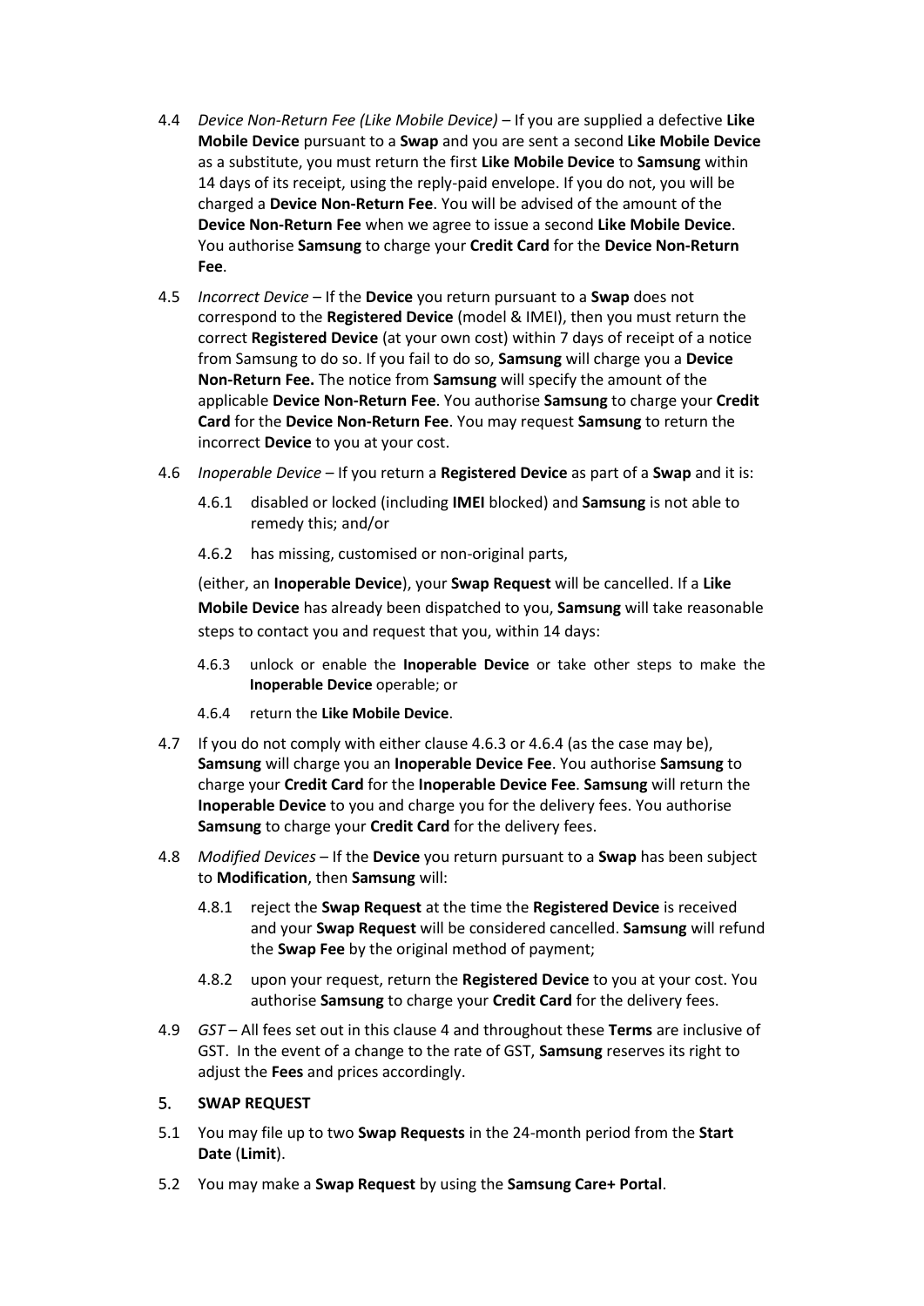4.4 *Device Non-Return Fee (Like Mobile Device)* – If you are supplied a defective **Like Mobile Device** pursuant to a **Swap** and you are sent a second **Like Mobile Device** as a substitute, you must return the first **Like Mobile Device** to **Samsung** within 14 days of its receipt, using the reply-paid envelope. If you do not, you will be charged a **Device Non-Return Fee**. You will be advised of the amount of the **Device Non-Return Fee** when we agree to issue a second **Like Mobile Device**. You authorise **Samsung** to charge your **Credit Card** for the **Device Non-Return Fee**.

4.5 *Incorrect Device* – If the **Device** you return pursuant to a **Swap** does not correspond to the **Registered Device** (model & IMEI), then you must return the correct **Registered Device** (at your own cost) within 7 days of receipt of a notice from Samsung to do so. If you fail to do so, **Samsung** will charge you a **Device Non-Return Fee.** The notice from **Samsung** will specify the amount of the applicable **Device Non-Return Fee**. You authorise **Samsung** to charge your **Credit Card** for the **Device Non-Return Fee**. You may request **Samsung** to return the incorrect **Device** to you at your cost.

4.6 *Inoperable Device* – If you return a **Registered Device** as part of a **Swap** and it is:

4.6.1 disabled or locked (including **IMEI** blocked) and **Samsung** is not able to remedy this; and/or

4.6.2 has missing, customised or non-original parts,

(either, an **Inoperable Device**), your **Swap Request** will be cancelled. If a **Like Mobile Device** has already been dispatched to you, **Samsung** will take reasonable steps to contact you and request that you, within 14 days:

4.6.3 unlock or enable the **Inoperable Device** or take other steps to make the **Inoperable Device** operable; or

4.6.4 return the **Like Mobile Device**.

4.7 If you do not comply with either clause 4.6.3 or 4.6.4 (as the case may be), **Samsung** will charge you an **Inoperable Device Fee**. You authorise **Samsung** to charge your **Credit Card** for the **Inoperable Device Fee**. **Samsung** will return the **Inoperable Device** to you and charge you for the delivery fees. You authorise **Samsung** to charge your **Credit Card** for the delivery fees.

4.8 *Modified Devices* – If the **Device** you return pursuant to a **Swap** has been subject to **Modification**, then **Samsung** will:

4.8.1 reject the **Swap Request** at the time the **Registered Device** is received and your **Swap Request** will be considered cancelled. **Samsung** will refund the **Swap Fee** by the original method of payment;

4.8.2 upon your request, return the **Registered Device** to you at your cost. You authorise **Samsung** to charge your **Credit Card** for the delivery fees.

4.9 *GST* – All fees set out in this clause 4 and throughout these **Terms** are inclusive of GST. In the event of a change to the rate of GST, **Samsung** reserves its right to adjust the **Fees** and prices accordingly.

## 5. SWAP REQUEST

5.1 You may file up to two **Swap Requests** in the 24-month period from the **Start Date** (**Limit**).

5.2 You may make a **Swap Request** by using the **Samsung Care+ Portal**.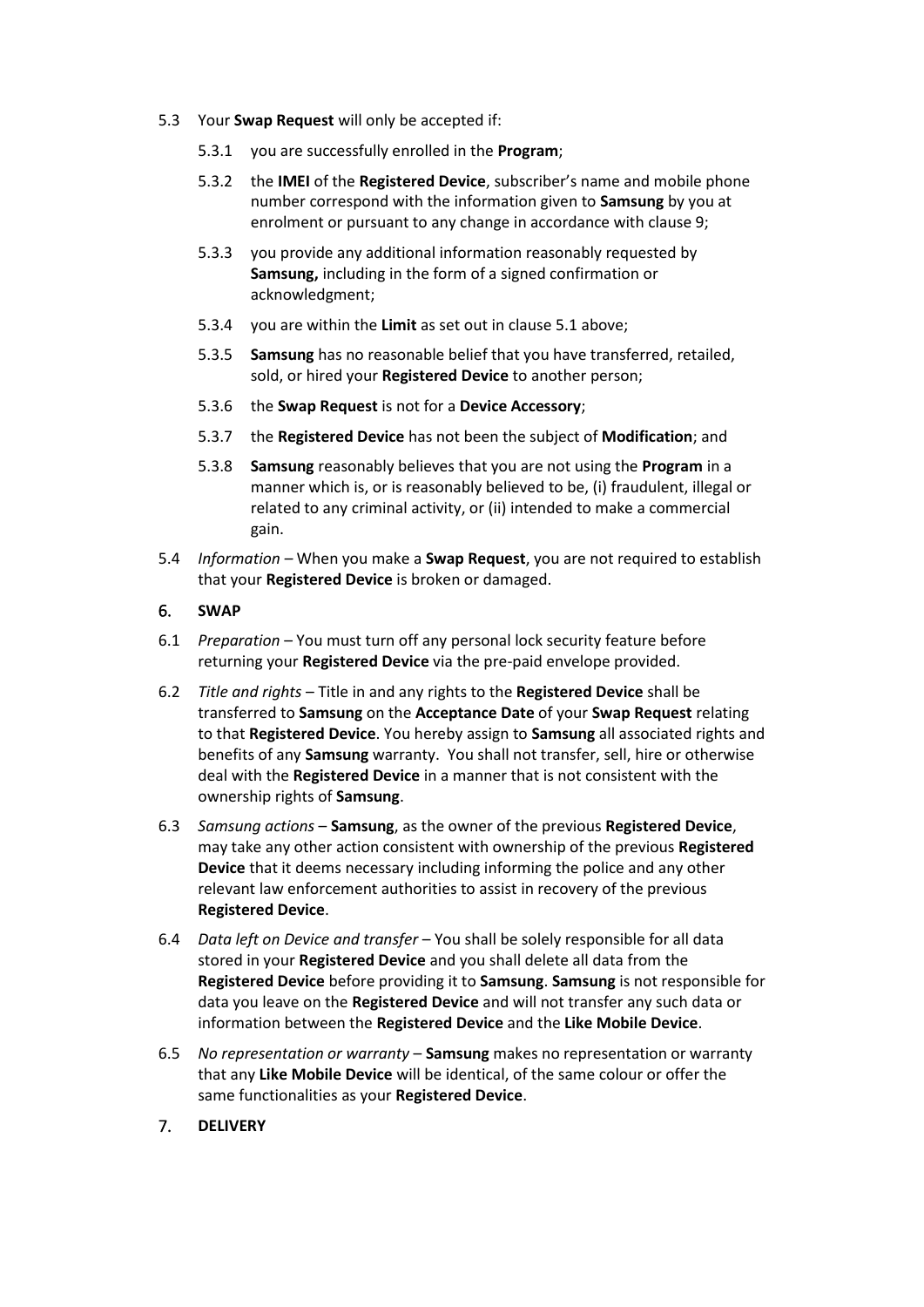5.3 Your **Swap Request** will only be accepted if:

5.3.1 you are successfully enrolled in the **Program**;

5.3.2 the **IMEI** of the **Registered Device**, subscriber's name and mobile phone number correspond with the information given to **Samsung** by you at enrolment or pursuant to any change in accordance with clause 9;

5.3.3 you provide any additional information reasonably requested by **Samsung,** including in the form of a signed confirmation or acknowledgment;

5.3.4 you are within the **Limit** as set out in clause 5.1 above;

5.3.5 **Samsung** has no reasonable belief that you have transferred, retailed, sold, or hired your **Registered Device** to another person;

5.3.6 the **Swap Request** is not for a **Device Accessory**;

5.3.7 the **Registered Device** has not been the subject of **Modification**; and

5.3.8 **Samsung** reasonably believes that you are not using the **Program** in a manner which is, or is reasonably believed to be, (i) fraudulent, illegal or related to any criminal activity, or (ii) intended to make a commercial gain.

5.4 *Information* – When you make a **Swap Request**, you are not required to establish that your **Registered Device** is broken or damaged.

## 6. SWAP

6.1 *Preparation* – You must turn off any personal lock security feature before returning your **Registered Device** via the pre-paid envelope provided.

6.2 *Title and rights* – Title in and any rights to the **Registered Device** shall be transferred to **Samsung** on the **Acceptance Date** of your **Swap Request** relating to that **Registered Device**. You hereby assign to **Samsung** all associated rights and benefits of any **Samsung** warranty. You shall not transfer, sell, hire or otherwise deal with the **Registered Device** in a manner that is not consistent with the ownership rights of **Samsung**.

6.3 *Samsung actions* – **Samsung**, as the owner of the previous **Registered Device**, may take any other action consistent with ownership of the previous **Registered Device** that it deems necessary including informing the police and any other relevant law enforcement authorities to assist in recovery of the previous **Registered Device**.

6.4 *Data left on Device and transfer* – You shall be solely responsible for all data stored in your **Registered Device** and you shall delete all data from the **Registered Device** before providing it to **Samsung**. **Samsung** is not responsible for data you leave on the **Registered Device** and will not transfer any such data or information between the **Registered Device** and the **Like Mobile Device**.

6.5 *No representation or warranty* – **Samsung** makes no representation or warranty that any **Like Mobile Device** will be identical, of the same colour or offer the same functionalities as your **Registered Device**.

## 7. DELIVERY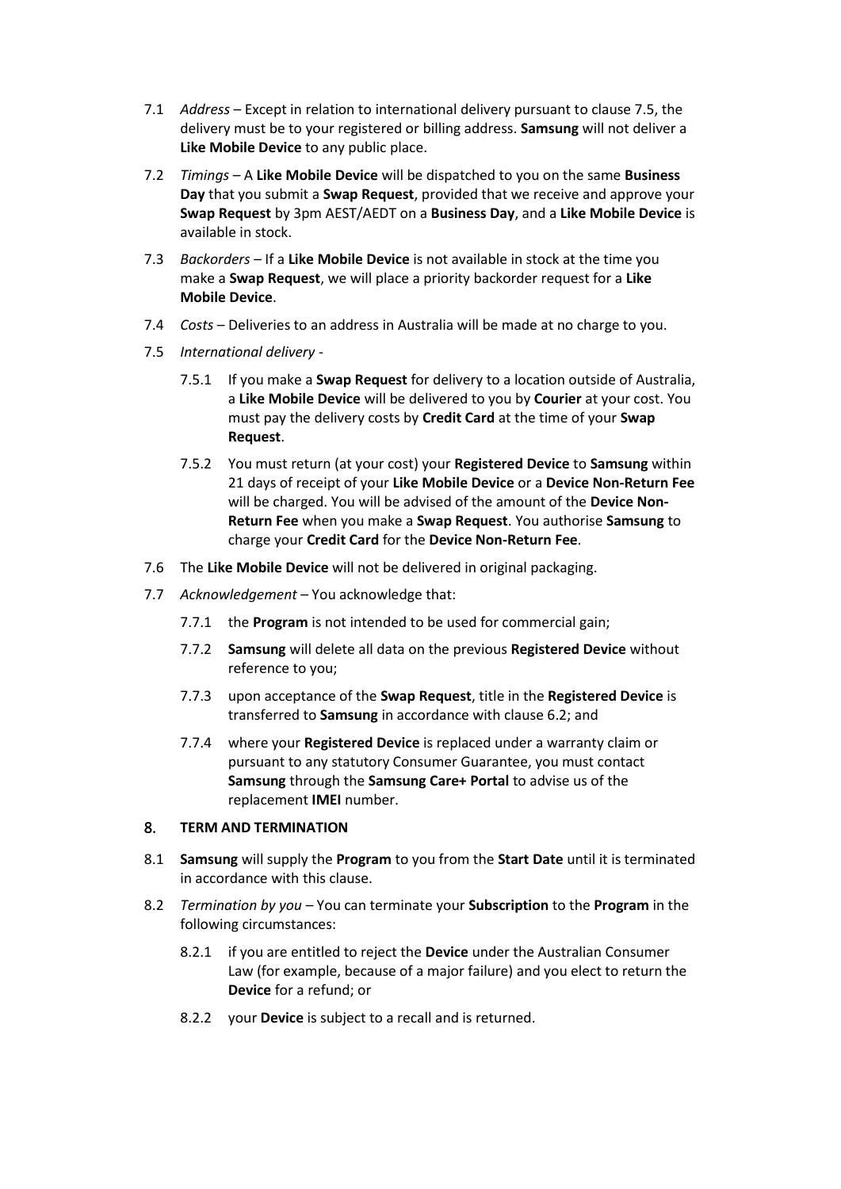7.1 *Address* – Except in relation to international delivery pursuant to clause 7.5, the delivery must be to your registered or billing address. **Samsung** will not deliver a **Like Mobile Device** to any public place.

7.2 *Timings* – A **Like Mobile Device** will be dispatched to you on the same **Business Day** that you submit a **Swap Request**, provided that we receive and approve your **Swap Request** by 3pm AEST/AEDT on a **Business Day**, and a **Like Mobile Device** is available in stock.

7.3 *Backorders* – If a **Like Mobile Device** is not available in stock at the time you make a **Swap Request**, we will place a priority backorder request for a **Like Mobile Device**.

7.4 *Costs* – Deliveries to an address in Australia will be made at no charge to you.

7.5 *International delivery* -

7.5.1 If you make a **Swap Request** for delivery to a location outside of Australia, a **Like Mobile Device** will be delivered to you by **Courier** at your cost. You must pay the delivery costs by **Credit Card** at the time of your **Swap Request**.

7.5.2 You must return (at your cost) your **Registered Device** to **Samsung** within 21 days of receipt of your **Like Mobile Device** or a **Device Non-Return Fee** will be charged. You will be advised of the amount of the **Device Non-Return Fee** when you make a **Swap Request**. You authorise **Samsung** to charge your **Credit Card** for the **Device Non-Return Fee**.

7.6 The **Like Mobile Device** will not be delivered in original packaging.

7.7 *Acknowledgement* – You acknowledge that:

7.7.1 the **Program** is not intended to be used for commercial gain;

7.7.2 **Samsung** will delete all data on the previous **Registered Device** without reference to you;

7.7.3 upon acceptance of the **Swap Request**, title in the **Registered Device** is transferred to **Samsung** in accordance with clause 6.2; and

7.7.4 where your **Registered Device** is replaced under a warranty claim or pursuant to any statutory Consumer Guarantee, you must contact **Samsung** through the **Samsung Care+ Portal** to advise us of the replacement **IMEI** number.

## 8. TERM AND TERMINATION

8.1 **Samsung** will supply the **Program** to you from the **Start Date** until it is terminated in accordance with this clause.

8.2 *Termination by you* – You can terminate your **Subscription** to the **Program** in the following circumstances:

8.2.1 if you are entitled to reject the **Device** under the Australian Consumer Law (for example, because of a major failure) and you elect to return the **Device** for a refund; or

8.2.2 your **Device** is subject to a recall and is returned.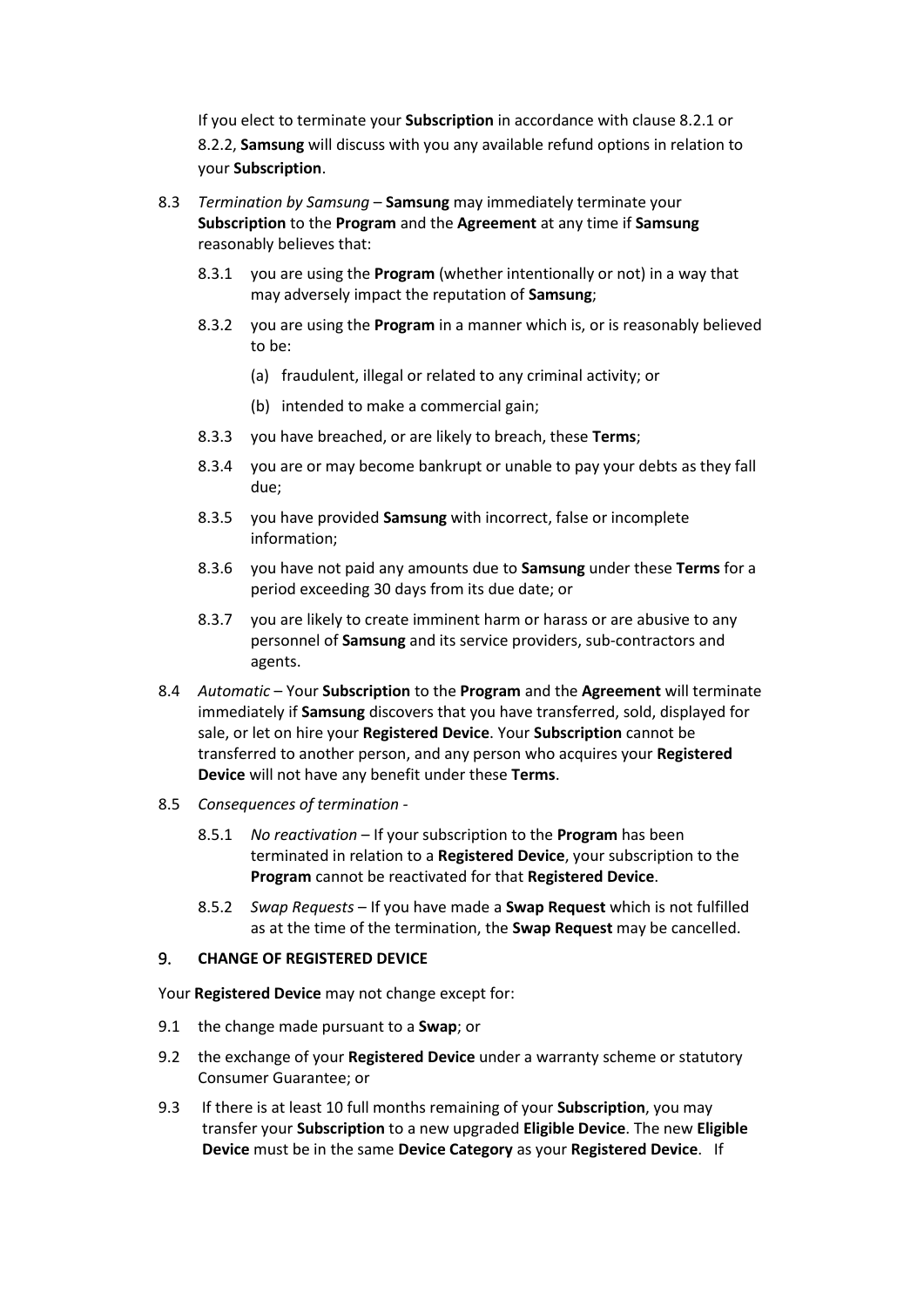If you elect to terminate your **Subscription** in accordance with clause 8.2.1 or 8.2.2, **Samsung** will discuss with you any available refund options in relation to your **Subscription**.

8.3 *Termination by Samsung* – **Samsung** may immediately terminate your **Subscription** to the **Program** and the **Agreement** at any time if **Samsung** reasonably believes that:

8.3.1 you are using the **Program** (whether intentionally or not) in a way that may adversely impact the reputation of **Samsung**;

8.3.2 you are using the **Program** in a manner which is, or is reasonably believed to be:

(a) fraudulent, illegal or related to any criminal activity; or

(b) intended to make a commercial gain;

8.3.3 you have breached, or are likely to breach, these **Terms**;

8.3.4 you are or may become bankrupt or unable to pay your debts as they fall due;

8.3.5 you have provided **Samsung** with incorrect, false or incomplete information;

8.3.6 you have not paid any amounts due to **Samsung** under these **Terms** for a period exceeding 30 days from its due date; or

8.3.7 you are likely to create imminent harm or harass or are abusive to any personnel of **Samsung** and its service providers, sub-contractors and agents.

8.4 *Automatic* – Your **Subscription** to the **Program** and the **Agreement** will terminate immediately if **Samsung** discovers that you have transferred, sold, displayed for sale, or let on hire your **Registered Device**. Your **Subscription** cannot be transferred to another person, and any person who acquires your **Registered Device** will not have any benefit under these **Terms**.

8.5 *Consequences of termination* -

8.5.1 *No reactivation* – If your subscription to the **Program** has been terminated in relation to a **Registered Device**, your subscription to the **Program** cannot be reactivated for that **Registered Device**.

8.5.2 *Swap Requests* – If you have made a **Swap Request** which is not fulfilled as at the time of the termination, the **Swap Request** may be cancelled.

## 9. CHANGE OF REGISTERED DEVICE

Your **Registered Device** may not change except for:

9.1 the change made pursuant to a **Swap**; or

9.2 the exchange of your **Registered Device** under a warranty scheme or statutory Consumer Guarantee; or

9.3 If there is at least 10 full months remaining of your **Subscription**, you may transfer your **Subscription** to a new upgraded **Eligible Device**. The new **Eligible Device** must be in the same **Device Category** as your **Registered Device**. If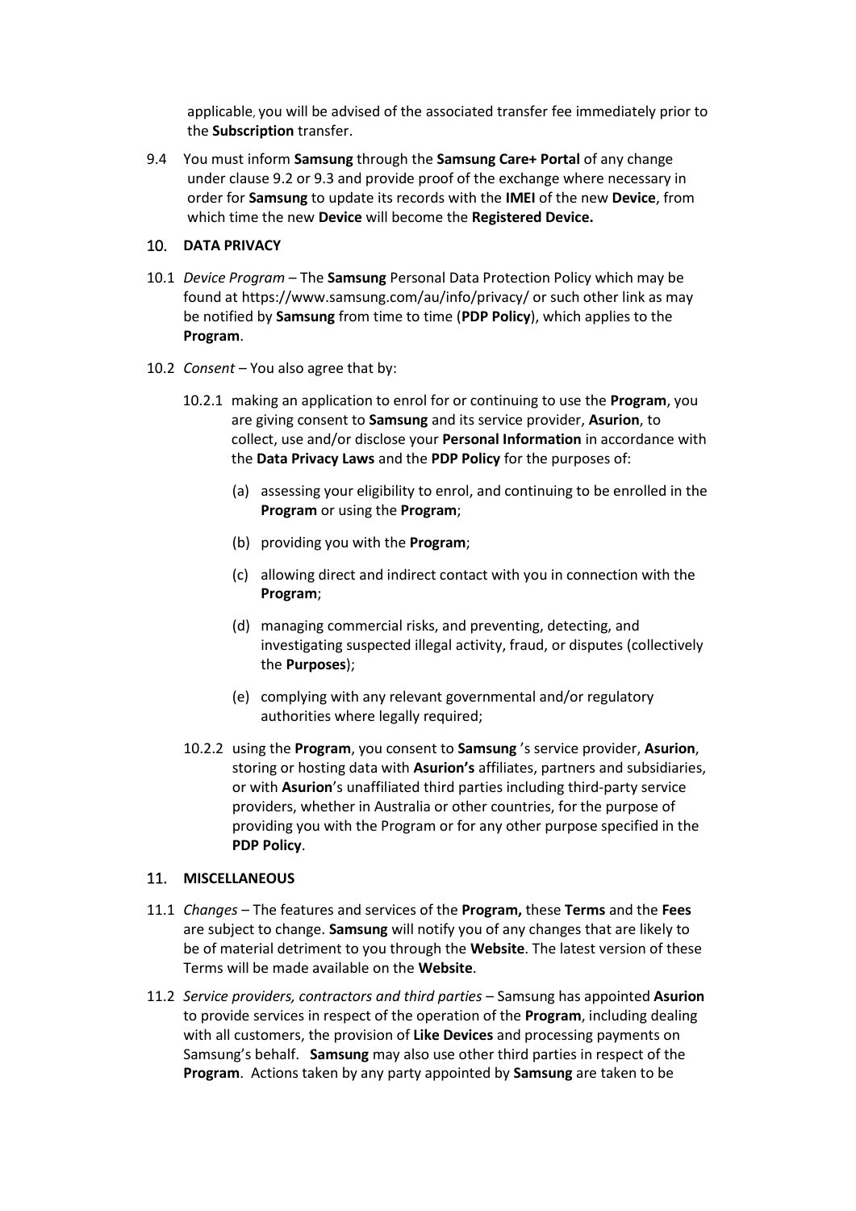applicable, you will be advised of the associated transfer fee immediately prior to the **Subscription** transfer.

9.4 You must inform **Samsung** through the **Samsung Care+ Portal** of any change under clause 9.2 or 9.3 and provide proof of the exchange where necessary in order for **Samsung** to update its records with the **IMEI** of the new **Device**, from which time the new **Device** will become the **Registered Device.**

## 10. DATA PRIVACY

10.1 *Device Program* – The **Samsung** Personal Data Protection Policy which may be found at https://www.samsung.com/au/info/privacy/ or such other link as may be notified by **Samsung** from time to time (**PDP Policy**), which applies to the **Program**.

10.2 *Consent* – You also agree that by:

10.2.1 making an application to enrol for or continuing to use the **Program**, you are giving consent to **Samsung** and its service provider, **Asurion**, to collect, use and/or disclose your **Personal Information** in accordance with the **Data Privacy Laws** and the **PDP Policy** for the purposes of:

(a) assessing your eligibility to enrol, and continuing to be enrolled in the **Program** or using the **Program**;

(b) providing you with the **Program**;

(c) allowing direct and indirect contact with you in connection with the **Program**;

(d) managing commercial risks, and preventing, detecting, and investigating suspected illegal activity, fraud, or disputes (collectively the **Purposes**);

(e) complying with any relevant governmental and/or regulatory authorities where legally required;

10.2.2 using the **Program**, you consent to **Samsung** 's service provider, **Asurion**, storing or hosting data with **Asurion's** affiliates, partners and subsidiaries, or with **Asurion**'s unaffiliated third parties including third-party service providers, whether in Australia or other countries, for the purpose of providing you with the Program or for any other purpose specified in the **PDP Policy**.

## 11. MISCELLANEOUS

11.1 *Changes* – The features and services of the **Program,** these **Terms** and the **Fees** are subject to change. **Samsung** will notify you of any changes that are likely to be of material detriment to you through the **Website**. The latest version of these Terms will be made available on the **Website**.

11.2 *Service providers, contractors and third parties* – Samsung has appointed **Asurion** to provide services in respect of the operation of the **Program**, including dealing with all customers, the provision of **Like Devices** and processing payments on Samsung's behalf. **Samsung** may also use other third parties in respect of the **Program**. Actions taken by any party appointed by **Samsung** are taken to be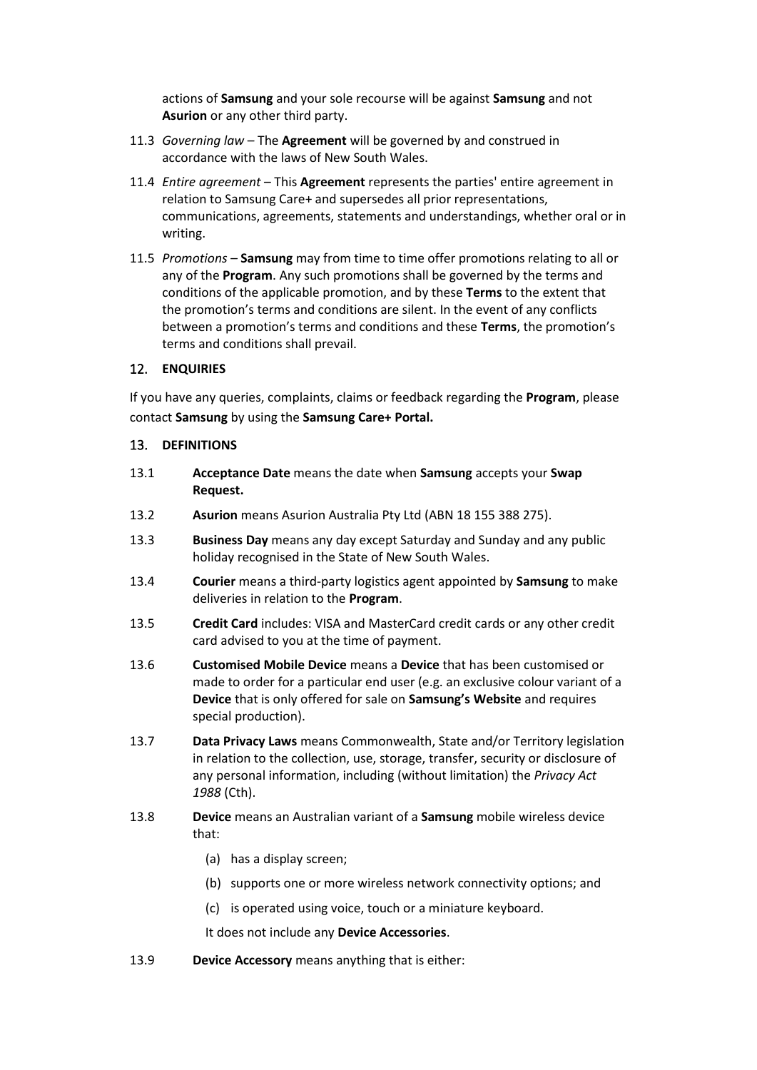actions of **Samsung** and your sole recourse will be against **Samsung** and not **Asurion** or any other third party.

11.3 *Governing law* – The **Agreement** will be governed by and construed in accordance with the laws of New South Wales.

11.4 *Entire agreement* – This **Agreement** represents the parties' entire agreement in relation to Samsung Care+ and supersedes all prior representations, communications, agreements, statements and understandings, whether oral or in writing.

11.5 *Promotions* – **Samsung** may from time to time offer promotions relating to all or any of the **Program**. Any such promotions shall be governed by the terms and conditions of the applicable promotion, and by these **Terms** to the extent that the promotion's terms and conditions are silent. In the event of any conflicts between a promotion's terms and conditions and these **Terms**, the promotion's terms and conditions shall prevail.

## 12. ENQUIRIES

If you have any queries, complaints, claims or feedback regarding the **Program**, please contact **Samsung** by using the **Samsung Care+ Portal.**

## 13. DEFINITIONS

13.1 **Acceptance Date** means the date when **Samsung** accepts your **Swap Request.**

13.2 **Asurion** means Asurion Australia Pty Ltd (ABN 18 155 388 275).

13.3 **Business Day** means any day except Saturday and Sunday and any public holiday recognised in the State of New South Wales.

13.4 **Courier** means a third-party logistics agent appointed by **Samsung** to make deliveries in relation to the **Program**.

13.5 **Credit Card** includes: VISA and MasterCard credit cards or any other credit card advised to you at the time of payment.

13.6 **Customised Mobile Device** means a **Device** that has been customised or made to order for a particular end user (e.g. an exclusive colour variant of a **Device** that is only offered for sale on **Samsung's Website** and requires special production).

13.7 **Data Privacy Laws** means Commonwealth, State and/or Territory legislation in relation to the collection, use, storage, transfer, security or disclosure of any personal information, including (without limitation) the *Privacy Act 1988* (Cth).

13.8 **Device** means an Australian variant of a **Samsung** mobile wireless device that:

(a) has a display screen;

(b) supports one or more wireless network connectivity options; and

(c) is operated using voice, touch or a miniature keyboard.

It does not include any **Device Accessories**.

13.9 **Device Accessory** means anything that is either: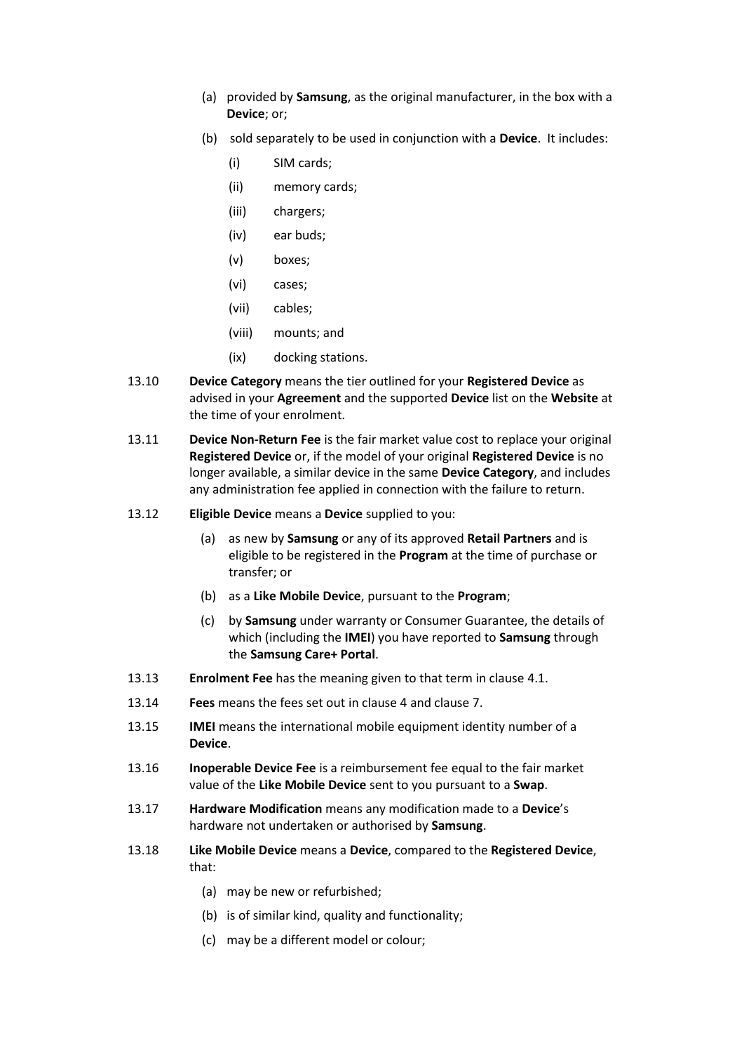(a) provided by **Samsung**, as the original manufacturer, in the box with a **Device**; or;

(b) sold separately to be used in conjunction with a **Device**. It includes:

(i) SIM cards;

(ii) memory cards;

(iii) chargers;

(iv) ear buds;

(v) boxes;

(vi) cases;

(vii) cables;

(viii) mounts; and

(ix) docking stations.

13.10 **Device Category** means the tier outlined for your **Registered Device** as advised in your **Agreement** and the supported **Device** list on the **Website** at the time of your enrolment.

13.11 **Device Non-Return Fee** is the fair market value cost to replace your original **Registered Device** or, if the model of your original **Registered Device** is no longer available, a similar device in the same **Device Category**, and includes any administration fee applied in connection with the failure to return.

13.12 **Eligible Device** means a **Device** supplied to you:

(a) as new by **Samsung** or any of its approved **Retail Partners** and is eligible to be registered in the **Program** at the time of purchase or transfer; or

(b) as a **Like Mobile Device**, pursuant to the **Program**;

(c) by **Samsung** under warranty or Consumer Guarantee, the details of which (including the **IMEI**) you have reported to **Samsung** through the **Samsung Care+ Portal**.

13.13 **Enrolment Fee** has the meaning given to that term in clause 4.1.

13.14 **Fees** means the fees set out in clause 4 and clause 7.

13.15 **IMEI** means the international mobile equipment identity number of a **Device**.

13.16 **Inoperable Device Fee** is a reimbursement fee equal to the fair market value of the **Like Mobile Device** sent to you pursuant to a **Swap**.

13.17 **Hardware Modification** means any modification made to a **Device**'s hardware not undertaken or authorised by **Samsung**.

13.18 **Like Mobile Device** means a **Device**, compared to the **Registered Device**, that:

(a) may be new or refurbished;

(b) is of similar kind, quality and functionality;

(c) may be a different model or colour;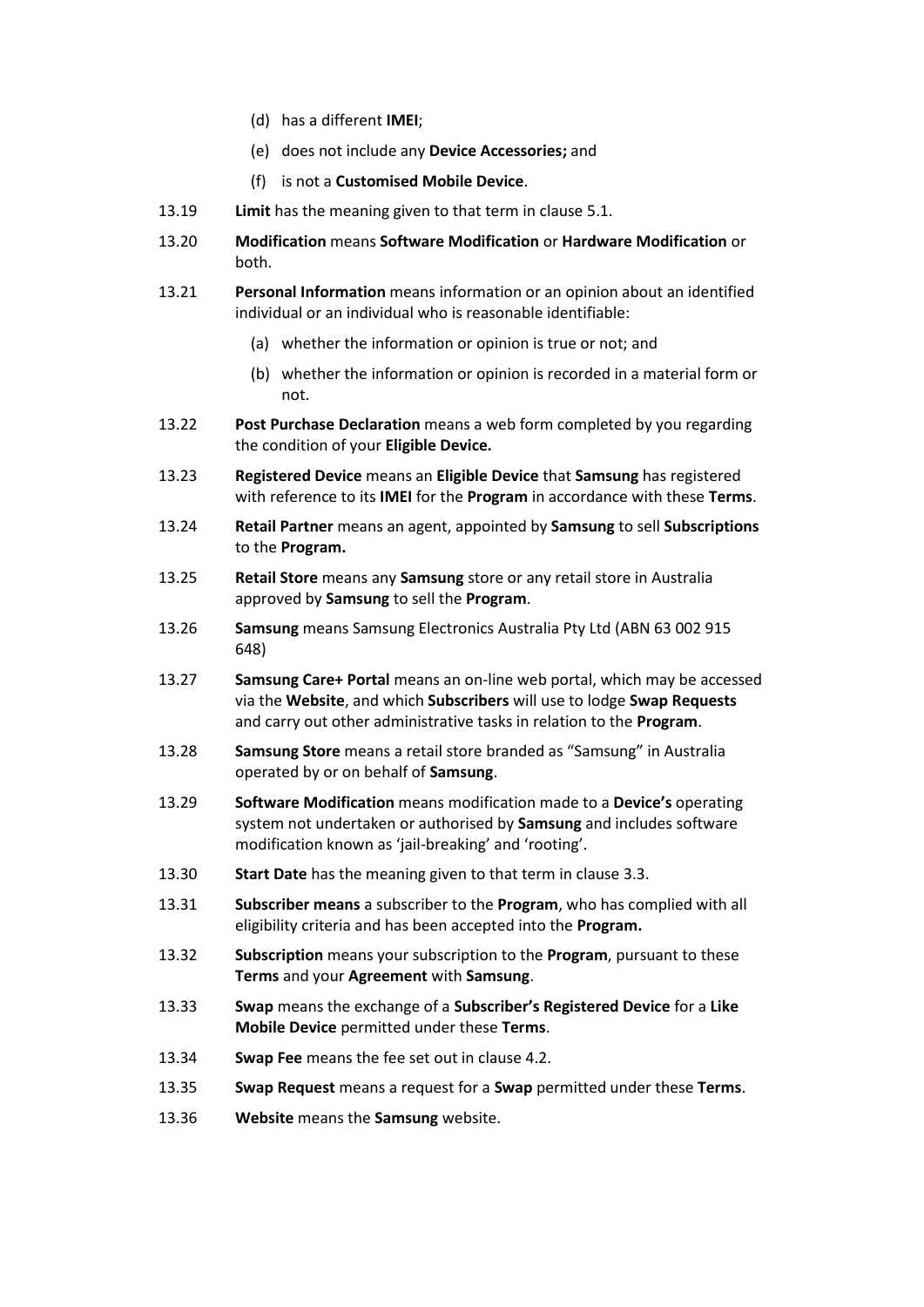(d) has a different **IMEI**;

(e) does not include any **Device Accessories;** and

(f) is not a **Customised Mobile Device**.

13.19 **Limit** has the meaning given to that term in clause 5.1.

13.20 **Modification** means **Software Modification** or **Hardware Modification** or both.

13.21 **Personal Information** means information or an opinion about an identified individual or an individual who is reasonable identifiable:

(a) whether the information or opinion is true or not; and

(b) whether the information or opinion is recorded in a material form or not.

13.22 **Post Purchase Declaration** means a web form completed by you regarding the condition of your **Eligible Device.**

13.23 **Registered Device** means an **Eligible Device** that **Samsung** has registered with reference to its **IMEI** for the **Program** in accordance with these **Terms**.

13.24 **Retail Partner** means an agent, appointed by **Samsung** to sell **Subscriptions** to the **Program.**

13.25 **Retail Store** means any **Samsung** store or any retail store in Australia approved by **Samsung** to sell the **Program**.

13.26 **Samsung** means Samsung Electronics Australia Pty Ltd (ABN 63 002 915 648)

13.27 **Samsung Care+ Portal** means an on-line web portal, which may be accessed via the **Website**, and which **Subscribers** will use to lodge **Swap Requests** and carry out other administrative tasks in relation to the **Program**.

13.28 **Samsung Store** means a retail store branded as "Samsung" in Australia operated by or on behalf of **Samsung**.

13.29 **Software Modification** means modification made to a **Device's** operating system not undertaken or authorised by **Samsung** and includes software modification known as 'jail-breaking' and 'rooting'.

13.30 **Start Date** has the meaning given to that term in clause 3.3.

13.31 **Subscriber means** a subscriber to the **Program**, who has complied with all eligibility criteria and has been accepted into the **Program.**

13.32 **Subscription** means your subscription to the **Program**, pursuant to these **Terms** and your **Agreement** with **Samsung**.

13.33 **Swap** means the exchange of a **Subscriber's Registered Device** for a **Like Mobile Device** permitted under these **Terms**.

13.34 **Swap Fee** means the fee set out in clause 4.2.

13.35 **Swap Request** means a request for a **Swap** permitted under these **Terms**.

13.36 **Website** means the **Samsung** website.